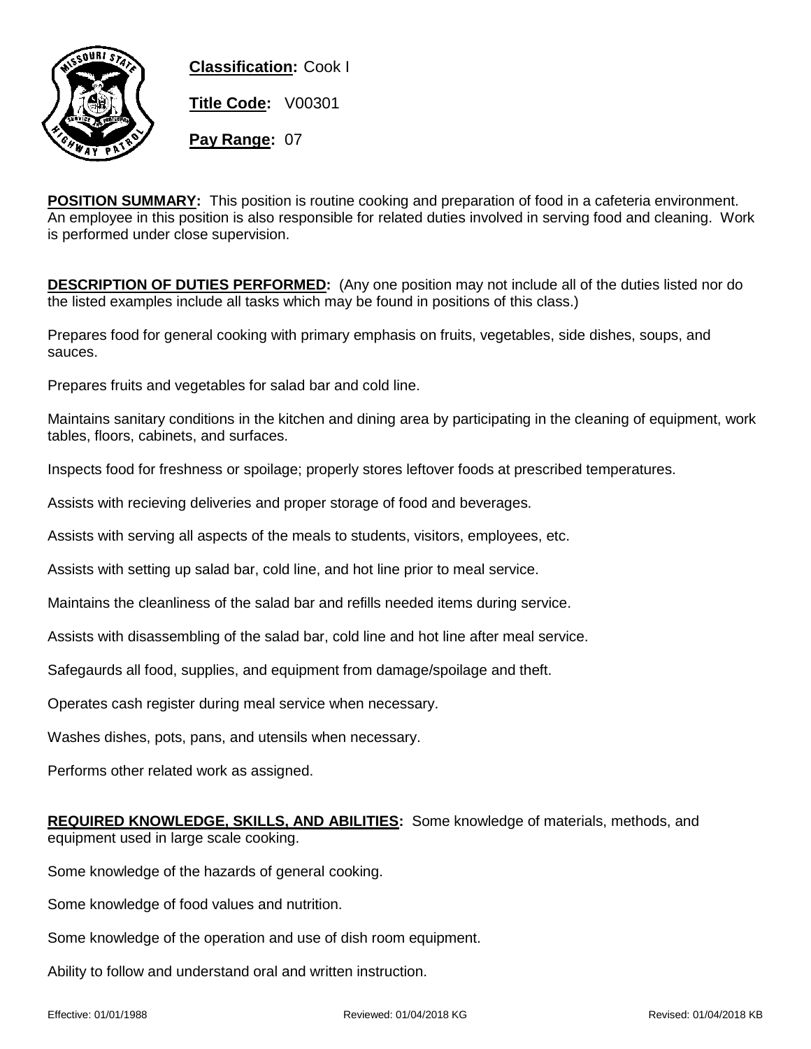**Classification:** Cook I

**Title Code:** V00301

**Pay Range:** 07

**POSITION SUMMARY:** This position is routine cooking and preparation of food in a cafeteria environment. An employee in this position is also responsible for related duties involved in serving food and cleaning. Work is performed under close supervision.

**DESCRIPTION OF DUTIES PERFORMED:** (Any one position may not include all of the duties listed nor do the listed examples include all tasks which may be found in positions of this class.)

Prepares food for general cooking with primary emphasis on fruits, vegetables, side dishes, soups, and sauces.

Prepares fruits and vegetables for salad bar and cold line.

Maintains sanitary conditions in the kitchen and dining area by participating in the cleaning of equipment, work tables, floors, cabinets, and surfaces.

Inspects food for freshness or spoilage; properly stores leftover foods at prescribed temperatures.

Assists with recieving deliveries and proper storage of food and beverages.

Assists with serving all aspects of the meals to students, visitors, employees, etc.

Assists with setting up salad bar, cold line, and hot line prior to meal service.

Maintains the cleanliness of the salad bar and refills needed items during service.

Assists with disassembling of the salad bar, cold line and hot line after meal service.

Safegaurds all food, supplies, and equipment from damage/spoilage and theft.

Operates cash register during meal service when necessary.

Washes dishes, pots, pans, and utensils when necessary.

Performs other related work as assigned.

**REQUIRED KNOWLEDGE, SKILLS, AND ABILITIES:** Some knowledge of materials, methods, and equipment used in large scale cooking.

Some knowledge of the hazards of general cooking.

Some knowledge of food values and nutrition.

Some knowledge of the operation and use of dish room equipment.

Ability to follow and understand oral and written instruction.

Effective: 01/01/1988 Reviewed: 01/04/2018 KG Revised: 01/04/2018 KB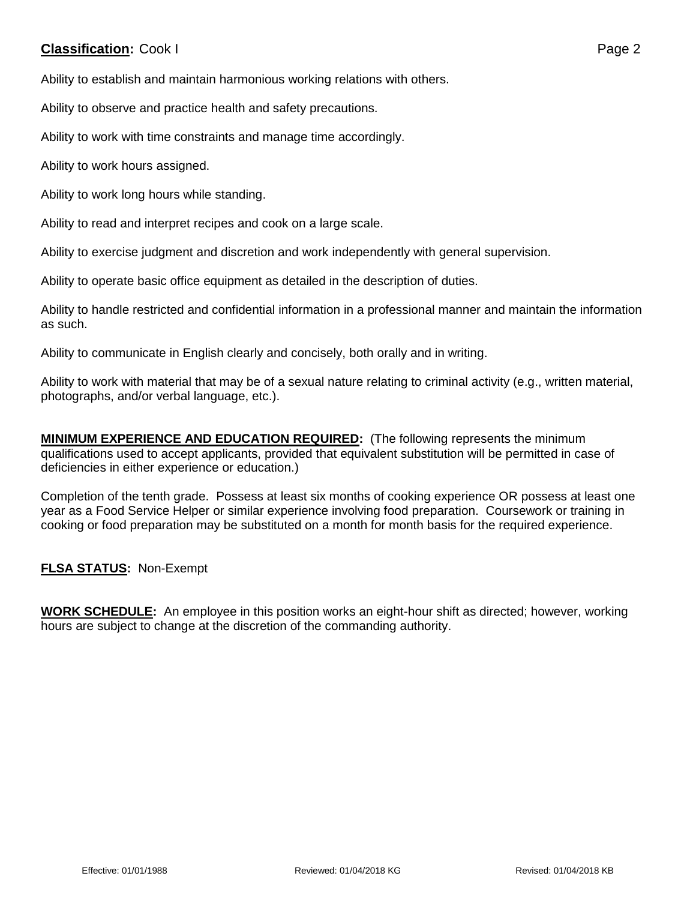Ability to establish and maintain harmonious working relations with others.

Ability to observe and practice health and safety precautions.

Ability to work with time constraints and manage time accordingly.

Ability to work hours assigned.

Ability to work long hours while standing.

Ability to read and interpret recipes and cook on a large scale.

Ability to exercise judgment and discretion and work independently with general supervision.

Ability to operate basic office equipment as detailed in the description of duties.

Ability to handle restricted and confidential information in a professional manner and maintain the information as such.

Ability to communicate in English clearly and concisely, both orally and in writing.

Ability to work with material that may be of a sexual nature relating to criminal activity (e.g., written material, photographs, and/or verbal language, etc.).

**MINIMUM EXPERIENCE AND EDUCATION REQUIRED:** (The following represents the minimum qualifications used to accept applicants, provided that equivalent substitution will be permitted in case of deficiencies in either experience or education.)

Completion of the tenth grade. Possess at least six months of cooking experience OR possess at least one year as a Food Service Helper or similar experience involving food preparation. Coursework or training in cooking or food preparation may be substituted on a month for month basis for the required experience.

**FLSA STATUS:** Non-Exempt

**WORK SCHEDULE:** An employee in this position works an eight-hour shift as directed; however, working hours are subject to change at the discretion of the commanding authority.